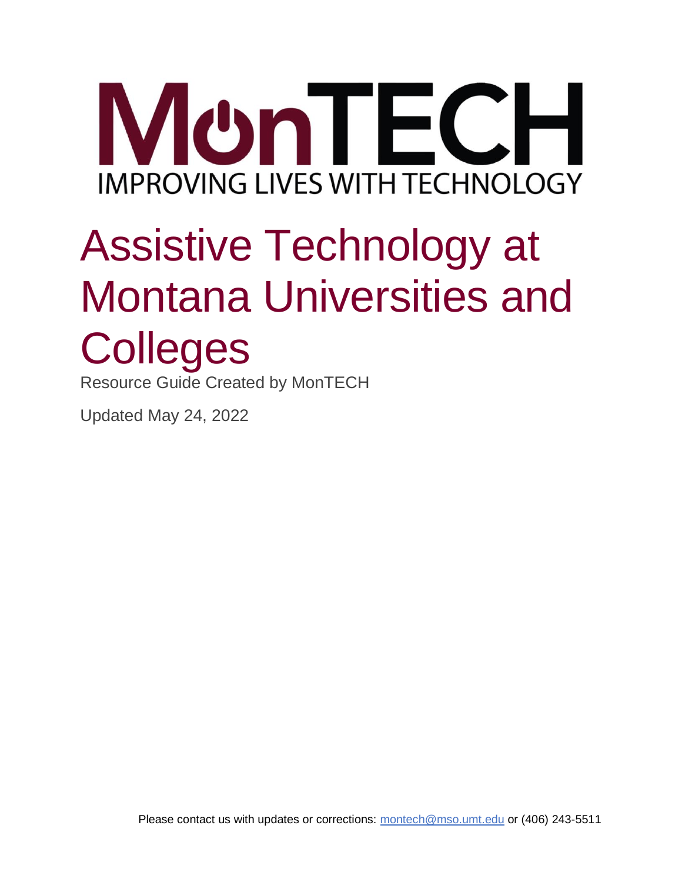# MonTECH

IMPROVING LIVES WITH TECHNOLOGY

# Assistive Technology at Montana Universities and Colleges

Resource Guide Created by MonTECH

Updated May 24, 2022

Please contact us with updates or corrections: montech@mso.umt.edu or (406) 243-5511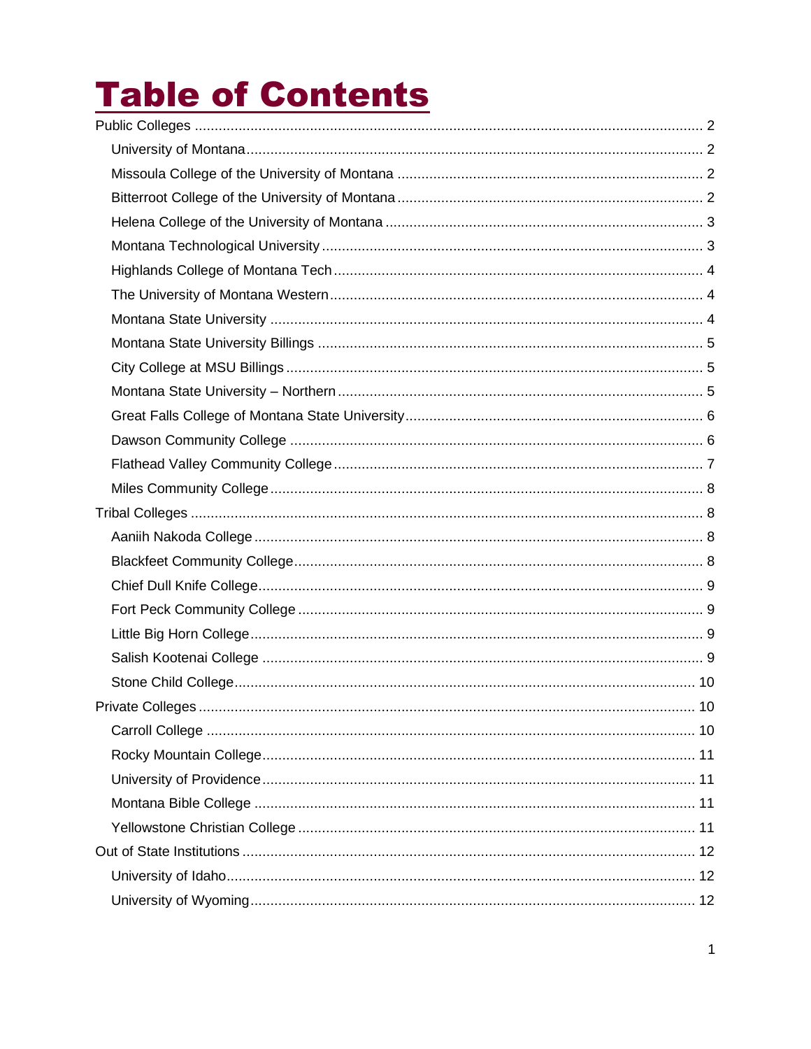# Table of Contents

- Public Colleges ..... 2
  - University of Montana ..... 2
  - Missoula College of the University of Montana ..... 2
  - Bitterroot College of the University of Montana ..... 2
  - Helena College of the University of Montana ..... 3
  - Montana Technological University ..... 3
  - Highlands College of Montana Tech ..... 4
  - The University of Montana Western ..... 4
  - Montana State University ..... 4
  - Montana State University Billings ..... 5
  - City College at MSU Billings ..... 5
  - Montana State University – Northern ..... 5
  - Great Falls College of Montana State University ..... 6
  - Dawson Community College ..... 6
  - Flathead Valley Community College ..... 7
  - Miles Community College ..... 8
- Tribal Colleges ..... 8
  - Aaniih Nakoda College ..... 8
  - Blackfeet Community College ..... 8
  - Chief Dull Knife College ..... 9
  - Fort Peck Community College ..... 9
  - Little Big Horn College ..... 9
  - Salish Kootenai College ..... 9
  - Stone Child College ..... 10
- Private Colleges ..... 10
  - Carroll College ..... 10
  - Rocky Mountain College ..... 11
  - University of Providence ..... 11
  - Montana Bible College ..... 11
  - Yellowstone Christian College ..... 11
- Out of State Institutions ..... 12
  - University of Idaho ..... 12
  - University of Wyoming ..... 12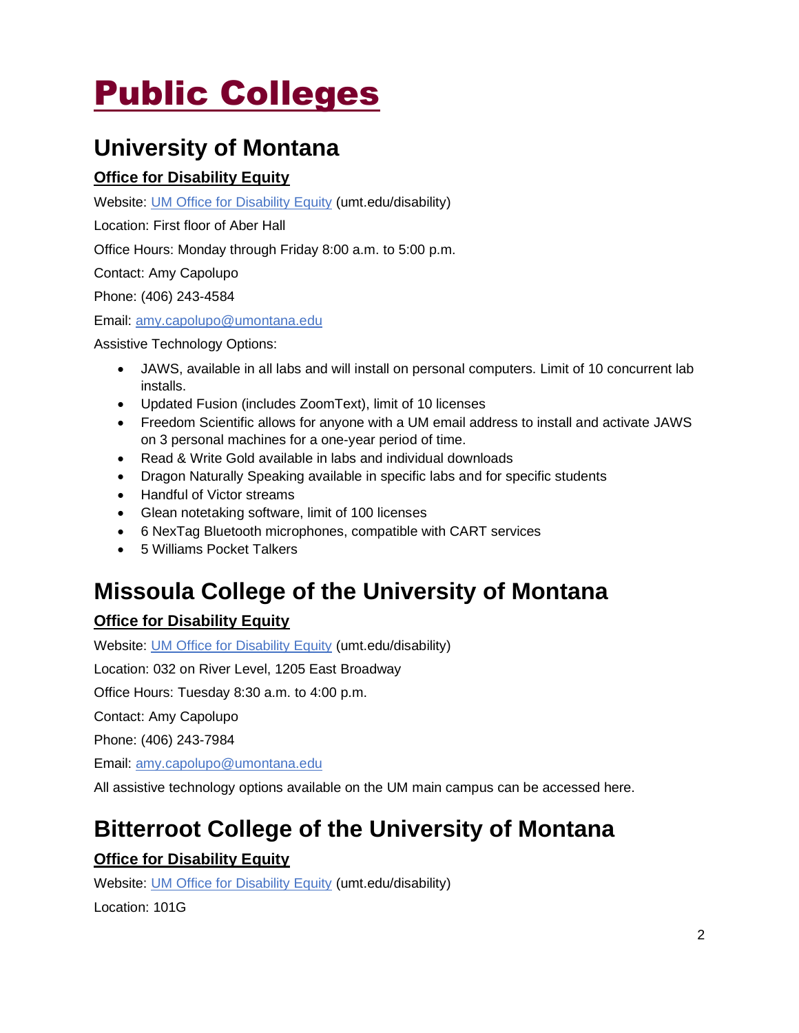# Public Colleges

## University of Montana

### Office for Disability Equity

Website: [UM Office for Disability Equity](umt.edu/disability) (umt.edu/disability)

Location: First floor of Aber Hall

Office Hours: Monday through Friday 8:00 a.m. to 5:00 p.m.

Contact: Amy Capolupo

Phone: (406) 243-4584

Email: amy.capolupo@umontana.edu

Assistive Technology Options:

- JAWS, available in all labs and will install on personal computers. Limit of 10 concurrent lab installs.
- Updated Fusion (includes ZoomText), limit of 10 licenses
- Freedom Scientific allows for anyone with a UM email address to install and activate JAWS on 3 personal machines for a one-year period of time.
- Read & Write Gold available in labs and individual downloads
- Dragon Naturally Speaking available in specific labs and for specific students
- Handful of Victor streams
- Glean notetaking software, limit of 100 licenses
- 6 NexTag Bluetooth microphones, compatible with CART services
- 5 Williams Pocket Talkers

## Missoula College of the University of Montana

### Office for Disability Equity

Website: [UM Office for Disability Equity](umt.edu/disability) (umt.edu/disability)

Location: 032 on River Level, 1205 East Broadway

Office Hours: Tuesday 8:30 a.m. to 4:00 p.m.

Contact: Amy Capolupo

Phone: (406) 243-7984

Email: amy.capolupo@umontana.edu

All assistive technology options available on the UM main campus can be accessed here.

## Bitterroot College of the University of Montana

### Office for Disability Equity

Website: [UM Office for Disability Equity](umt.edu/disability) (umt.edu/disability)

Location: 101G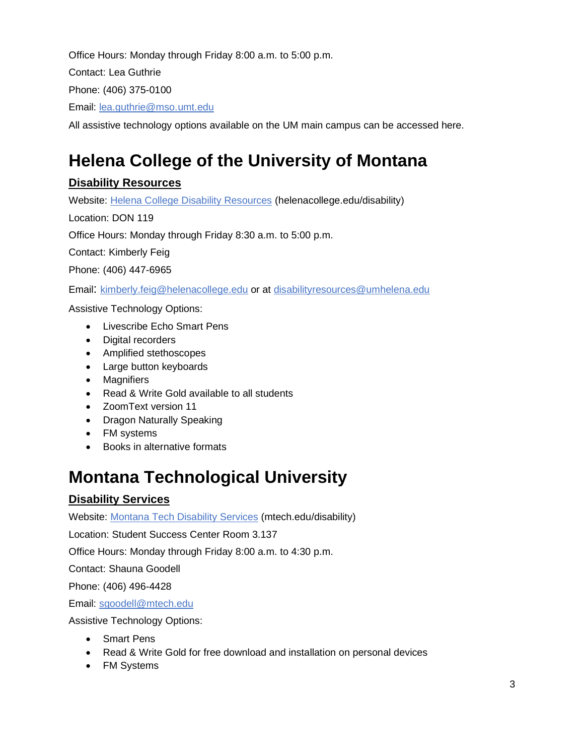Office Hours: Monday through Friday 8:00 a.m. to 5:00 p.m.

Contact: Lea Guthrie

Phone: (406) 375-0100

Email: [lea.guthrie@mso.umt.edu](mailto:lea.guthrie@mso.umt.edu)

All assistive technology options available on the UM main campus can be accessed here.

# Helena College of the University of Montana

## Disability Resources

Website: [Helena College Disability Resources](helenacollege.edu/disability) (helenacollege.edu/disability)

Location: DON 119

Office Hours: Monday through Friday 8:30 a.m. to 5:00 p.m.

Contact: Kimberly Feig

Phone: (406) 447-6965

Email: [kimberly.feig@helenacollege.edu](mailto:kimberly.feig@helenacollege.edu) or at [disabilityresources@umhelena.edu](mailto:disabilityresources@umhelena.edu)

Assistive Technology Options:

- Livescribe Echo Smart Pens
- Digital recorders
- Amplified stethoscopes
- Large button keyboards
- Magnifiers
- Read & Write Gold available to all students
- ZoomText version 11
- Dragon Naturally Speaking
- FM systems
- Books in alternative formats

# Montana Technological University

## Disability Services

Website: [Montana Tech Disability Services](mtech.edu/disability) (mtech.edu/disability)

Location: Student Success Center Room 3.137

Office Hours: Monday through Friday 8:00 a.m. to 4:30 p.m.

Contact: Shauna Goodell

Phone: (406) 496-4428

Email: [sgoodell@mtech.edu](mailto:sgoodell@mtech.edu)

Assistive Technology Options:

- Smart Pens
- Read & Write Gold for free download and installation on personal devices
- FM Systems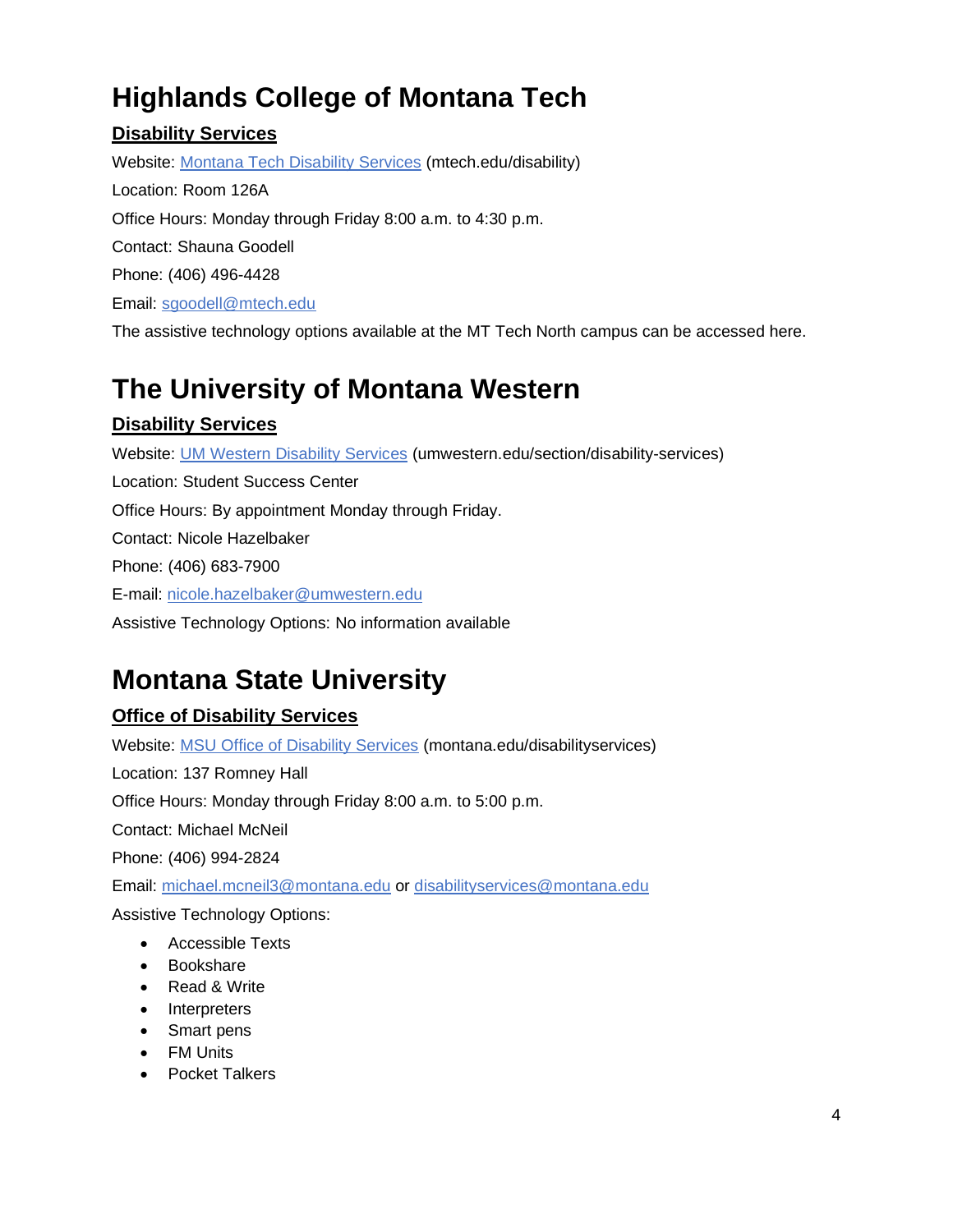# Highlands College of Montana Tech

### Disability Services

Website: [Montana Tech Disability Services](mtech.edu/disability) (mtech.edu/disability)

Location: Room 126A

Office Hours: Monday through Friday 8:00 a.m. to 4:30 p.m.

Contact: Shauna Goodell

Phone: (406) 496-4428

Email: sgoodell@mtech.edu

The assistive technology options available at the MT Tech North campus can be accessed here.

# The University of Montana Western

### Disability Services

Website: [UM Western Disability Services](umwestern.edu/section/disability-services) (umwestern.edu/section/disability-services)

Location: Student Success Center

Office Hours: By appointment Monday through Friday.

Contact: Nicole Hazelbaker

Phone: (406) 683-7900

E-mail: nicole.hazelbaker@umwestern.edu

Assistive Technology Options: No information available

# Montana State University

### Office of Disability Services

Website: [MSU Office of Disability Services](montana.edu/disabilityservices) (montana.edu/disabilityservices)

Location: 137 Romney Hall

Office Hours: Monday through Friday 8:00 a.m. to 5:00 p.m.

Contact: Michael McNeil

Phone: (406) 994-2824

Email: michael.mcneil3@montana.edu or disabilityservices@montana.edu

Assistive Technology Options:

- Accessible Texts
- Bookshare
- Read & Write
- Interpreters
- Smart pens
- FM Units
- Pocket Talkers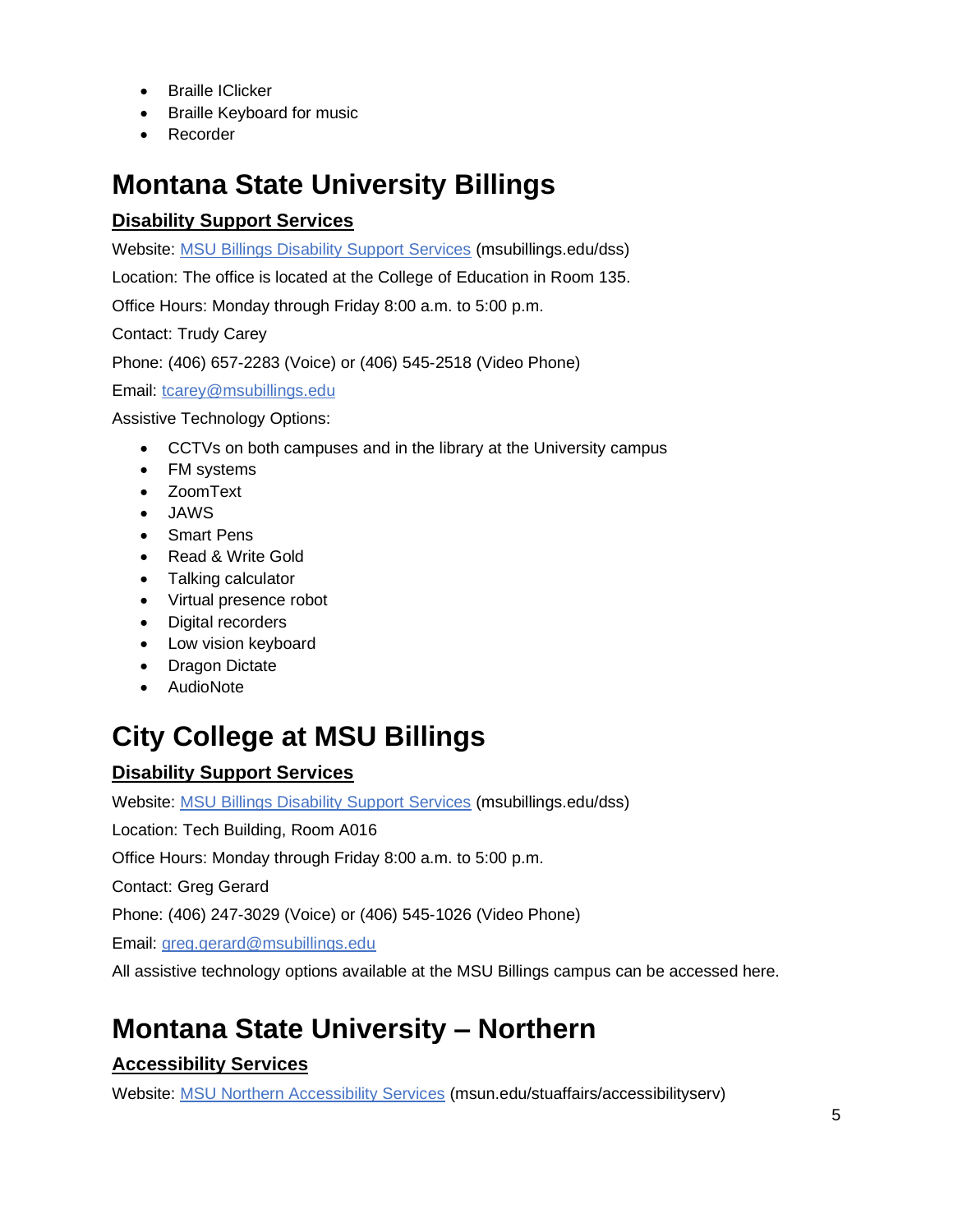- Braille IClicker
- Braille Keyboard for music
- Recorder

# Montana State University Billings

## Disability Support Services

Website: [MSU Billings Disability Support Services](msubillings.edu/dss) (msubillings.edu/dss)

Location: The office is located at the College of Education in Room 135.

Office Hours: Monday through Friday 8:00 a.m. to 5:00 p.m.

Contact: Trudy Carey

Phone: (406) 657-2283 (Voice) or (406) 545-2518 (Video Phone)

Email: [tcarey@msubillings.edu](mailto:tcarey@msubillings.edu)

Assistive Technology Options:

- CCTVs on both campuses and in the library at the University campus
- FM systems
- ZoomText
- JAWS
- Smart Pens
- Read & Write Gold
- Talking calculator
- Virtual presence robot
- Digital recorders
- Low vision keyboard
- Dragon Dictate
- AudioNote

# City College at MSU Billings

## Disability Support Services

Website: [MSU Billings Disability Support Services](msubillings.edu/dss) (msubillings.edu/dss)

Location: Tech Building, Room A016

Office Hours: Monday through Friday 8:00 a.m. to 5:00 p.m.

Contact: Greg Gerard

Phone: (406) 247-3029 (Voice) or (406) 545-1026 (Video Phone)

Email: [greg.gerard@msubillings.edu](mailto:greg.gerard@msubillings.edu)

All assistive technology options available at the MSU Billings campus can be accessed here.

# Montana State University – Northern

## Accessibility Services

Website: [MSU Northern Accessibility Services](msun.edu/stuaffairs/accessibilityserv) (msun.edu/stuaffairs/accessibilityserv)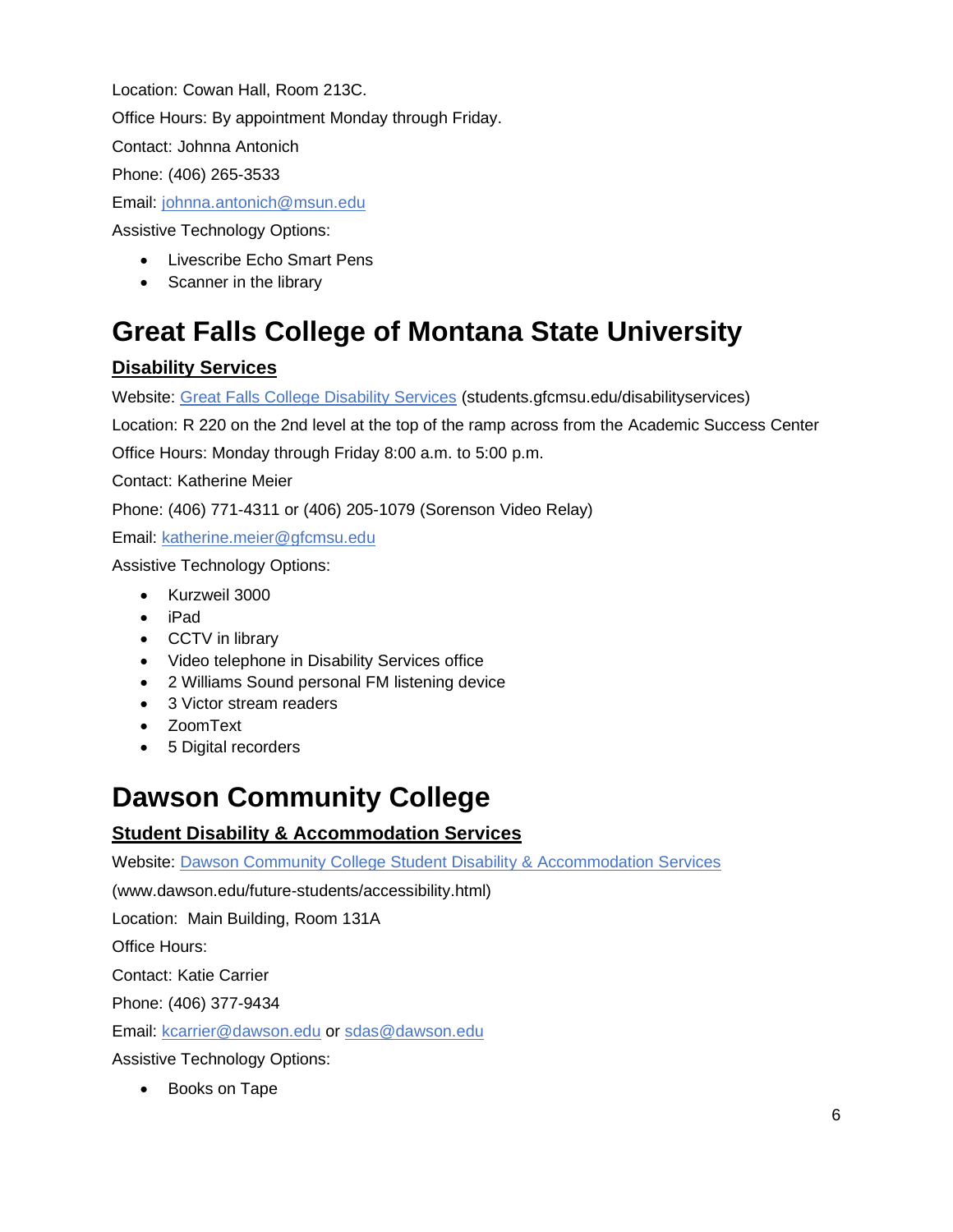Location: Cowan Hall, Room 213C.

Office Hours: By appointment Monday through Friday.

Contact: Johnna Antonich

Phone: (406) 265-3533

Email: [johnna.antonich@msun.edu](mailto:johnna.antonich@msun.edu)

Assistive Technology Options:

- Livescribe Echo Smart Pens
- Scanner in the library

# Great Falls College of Montana State University

## Disability Services

Website: [Great Falls College Disability Services](students.gfcmsu.edu/disabilityservices) (students.gfcmsu.edu/disabilityservices)

Location: R 220 on the 2nd level at the top of the ramp across from the Academic Success Center

Office Hours: Monday through Friday 8:00 a.m. to 5:00 p.m.

Contact: Katherine Meier

Phone: (406) 771-4311 or (406) 205-1079 (Sorenson Video Relay)

Email: [katherine.meier@gfcmsu.edu](mailto:katherine.meier@gfcmsu.edu)

Assistive Technology Options:

- Kurzweil 3000
- iPad
- CCTV in library
- Video telephone in Disability Services office
- 2 Williams Sound personal FM listening device
- 3 Victor stream readers
- ZoomText
- 5 Digital recorders

# Dawson Community College

## Student Disability & Accommodation Services

Website: [Dawson Community College Student Disability & Accommodation Services](www.dawson.edu/future-students/accessibility.html)

(www.dawson.edu/future-students/accessibility.html)

Location: Main Building, Room 131A

Office Hours:

Contact: Katie Carrier

Phone: (406) 377-9434

Email: [kcarrier@dawson.edu](mailto:kcarrier@dawson.edu) or [sdas@dawson.edu](mailto:sdas@dawson.edu)

Assistive Technology Options:

- Books on Tape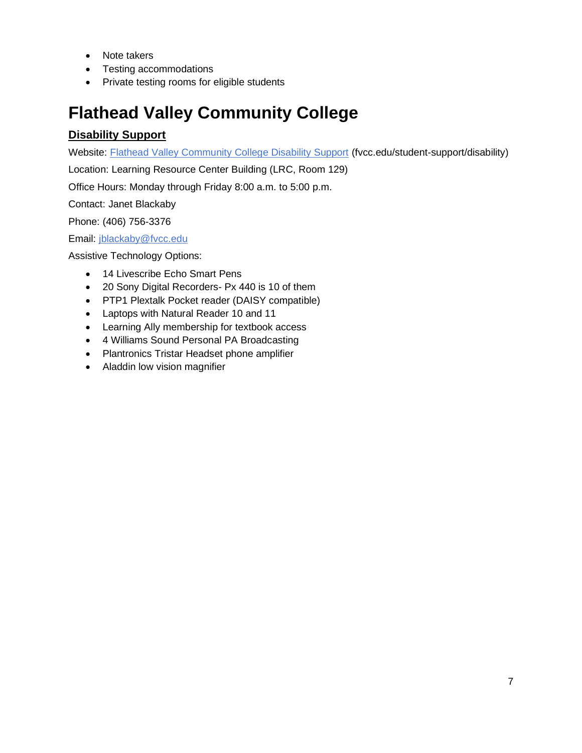- Note takers
- Testing accommodations
- Private testing rooms for eligible students

# Flathead Valley Community College

## Disability Support

Website: [Flathead Valley Community College Disability Support](fvcc.edu/student-support/disability) (fvcc.edu/student-support/disability)

Location: Learning Resource Center Building (LRC, Room 129)

Office Hours: Monday through Friday 8:00 a.m. to 5:00 p.m.

Contact: Janet Blackaby

Phone: (406) 756-3376

Email: [jblackaby@fvcc.edu](mailto:jblackaby@fvcc.edu)

Assistive Technology Options:

- 14 Livescribe Echo Smart Pens
- 20 Sony Digital Recorders- Px 440 is 10 of them
- PTP1 Plextalk Pocket reader (DAISY compatible)
- Laptops with Natural Reader 10 and 11
- Learning Ally membership for textbook access
- 4 Williams Sound Personal PA Broadcasting
- Plantronics Tristar Headset phone amplifier
- Aladdin low vision magnifier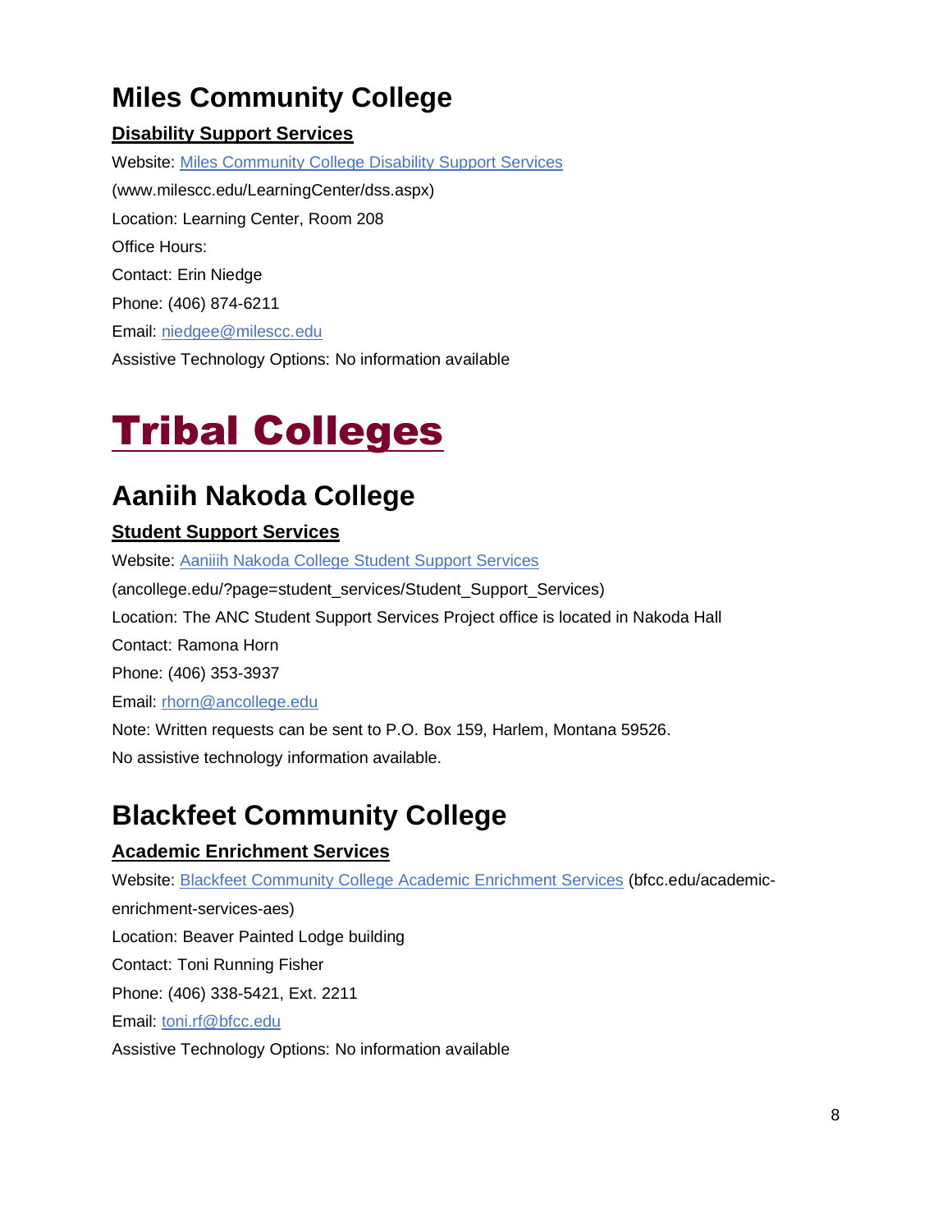## Miles Community College

### Disability Support Services

Website: [Miles Community College Disability Support Services](http://www.milescc.edu/LearningCenter/dss.aspx)

(www.milescc.edu/LearningCenter/dss.aspx)

Location: Learning Center, Room 208

Office Hours:

Contact: Erin Niedge

Phone: (406) 874-6211

Email: niedgee@milescc.edu

Assistive Technology Options: No information available

# Tribal Colleges

## Aaniih Nakoda College

### Student Support Services

Website: Aaniiih Nakoda College Student Support Services

(ancollege.edu/?page=student_services/Student_Support_Services)

Location: The ANC Student Support Services Project office is located in Nakoda Hall

Contact: Ramona Horn

Phone: (406) 353-3937

Email: rhorn@ancollege.edu

Note: Written requests can be sent to P.O. Box 159, Harlem, Montana 59526.

No assistive technology information available.

## Blackfeet Community College

### Academic Enrichment Services

Website: Blackfeet Community College Academic Enrichment Services (bfcc.edu/academic-enrichment-services-aes)

Location: Beaver Painted Lodge building

Contact: Toni Running Fisher

Phone: (406) 338-5421, Ext. 2211

Email: toni.rf@bfcc.edu

Assistive Technology Options: No information available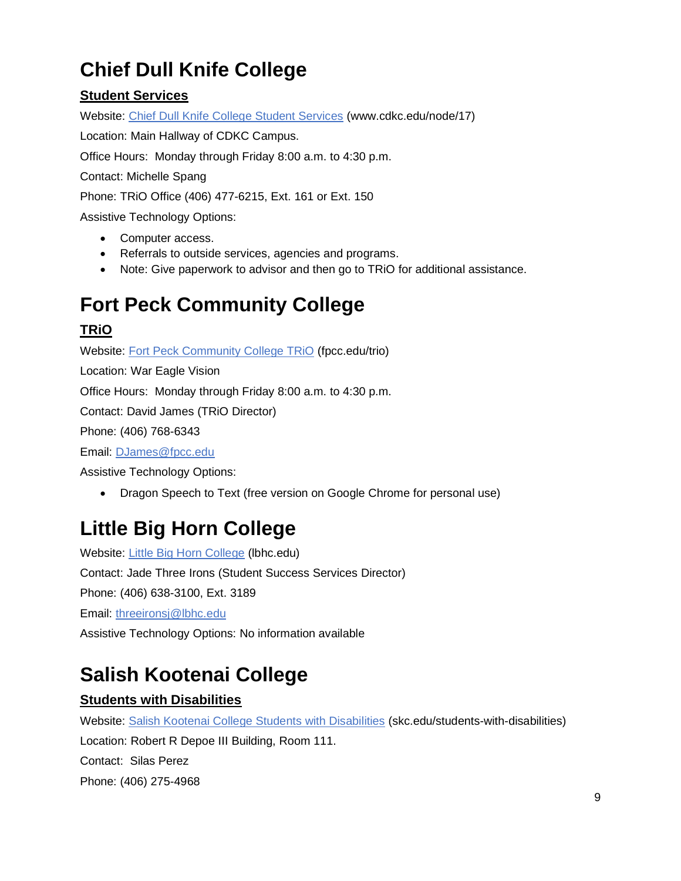# Chief Dull Knife College

## Student Services

Website: [Chief Dull Knife College Student Services](www.cdkc.edu/node/17) (www.cdkc.edu/node/17)

Location: Main Hallway of CDKC Campus.

Office Hours: Monday through Friday 8:00 a.m. to 4:30 p.m.

Contact: Michelle Spang

Phone: TRiO Office (406) 477-6215, Ext. 161 or Ext. 150

Assistive Technology Options:

- Computer access.
- Referrals to outside services, agencies and programs.
- Note: Give paperwork to advisor and then go to TRiO for additional assistance.

# Fort Peck Community College

## TRiO

Website: [Fort Peck Community College TRiO](fpcc.edu/trio) (fpcc.edu/trio)

Location: War Eagle Vision

Office Hours: Monday through Friday 8:00 a.m. to 4:30 p.m.

Contact: David James (TRiO Director)

Phone: (406) 768-6343

Email: [DJames@fpcc.edu](mailto:DJames@fpcc.edu)

Assistive Technology Options:

- Dragon Speech to Text (free version on Google Chrome for personal use)

# Little Big Horn College

Website: [Little Big Horn College](lbhc.edu) (lbhc.edu)

Contact: Jade Three Irons (Student Success Services Director)

Phone: (406) 638-3100, Ext. 3189

Email: [threeironsj@lbhc.edu](mailto:threeironsj@lbhc.edu)

Assistive Technology Options: No information available

# Salish Kootenai College

## Students with Disabilities

Website: [Salish Kootenai College Students with Disabilities](skc.edu/students-with-disabilities) (skc.edu/students-with-disabilities)

Location: Robert R Depoe III Building, Room 111.

Contact: Silas Perez

Phone: (406) 275-4968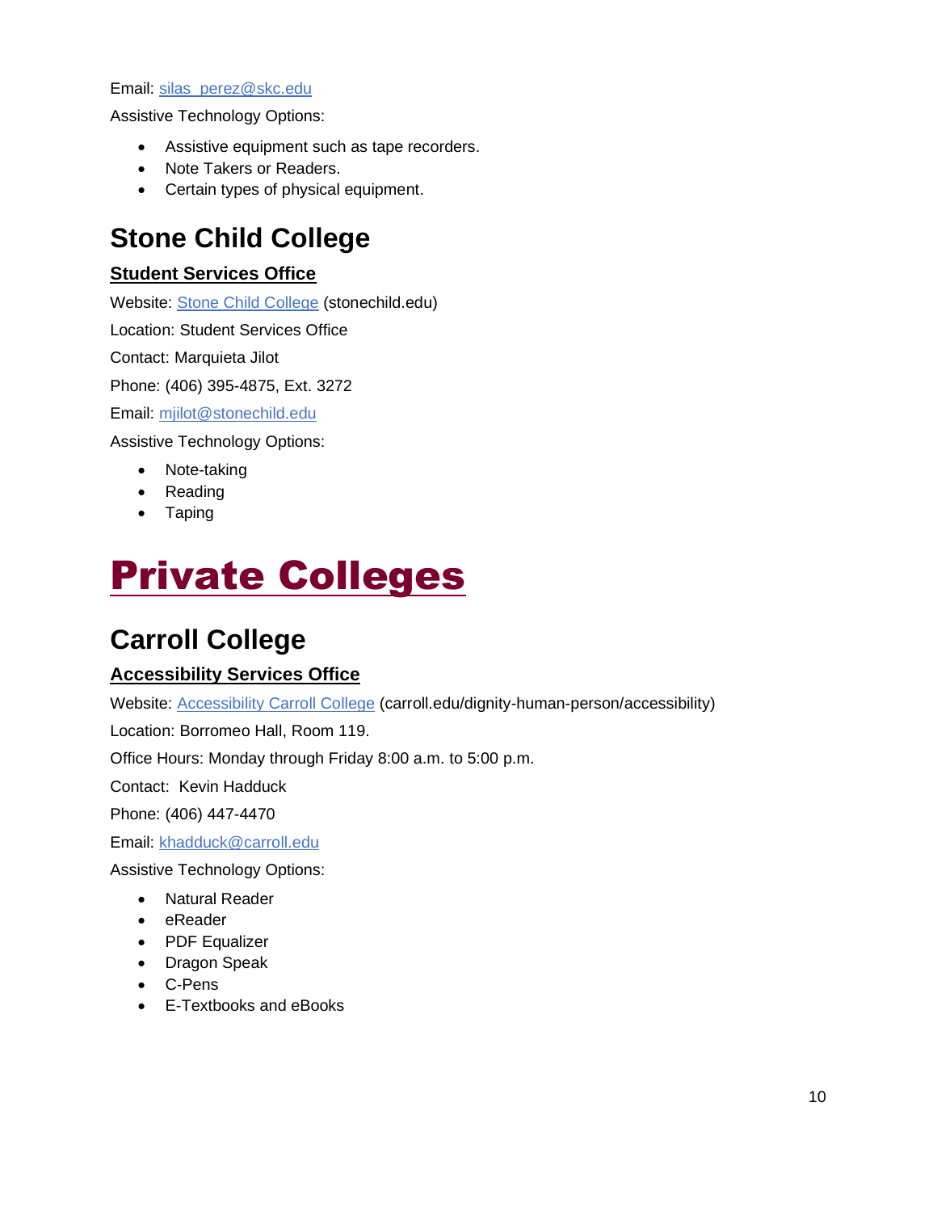Email: [silas_perez@skc.edu](mailto:silas_perez@skc.edu)

Assistive Technology Options:

- Assistive equipment such as tape recorders.
- Note Takers or Readers.
- Certain types of physical equipment.

## Stone Child College

### Student Services Office

Website: [Stone Child College](https://stonechild.edu) (stonechild.edu)

Location: Student Services Office

Contact: Marquieta Jilot

Phone: (406) 395-4875, Ext. 3272

Email: [mjilot@stonechild.edu](mailto:mjilot@stonechild.edu)

Assistive Technology Options:

- Note-taking
- Reading
- Taping

# Private Colleges

## Carroll College

### Accessibility Services Office

Website: [Accessibility Carroll College](https://carroll.edu/dignity-human-person/accessibility) (carroll.edu/dignity-human-person/accessibility)

Location: Borromeo Hall, Room 119.

Office Hours: Monday through Friday 8:00 a.m. to 5:00 p.m.

Contact: Kevin Hadduck

Phone: (406) 447-4470

Email: [khadduck@carroll.edu](mailto:khadduck@carroll.edu)

Assistive Technology Options:

- Natural Reader
- eReader
- PDF Equalizer
- Dragon Speak
- C-Pens
- E-Textbooks and eBooks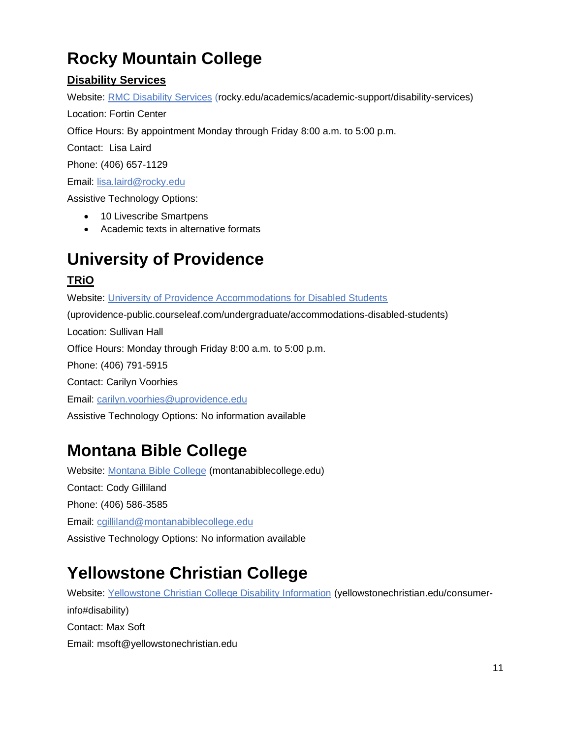# Rocky Mountain College

## Disability Services

Website: [RMC Disability Services](rocky.edu/academics/academic-support/disability-services) (rocky.edu/academics/academic-support/disability-services)

Location: Fortin Center

Office Hours: By appointment Monday through Friday 8:00 a.m. to 5:00 p.m.

Contact: Lisa Laird

Phone: (406) 657-1129

Email: lisa.laird@rocky.edu

Assistive Technology Options:

- 10 Livescribe Smartpens
- Academic texts in alternative formats

# University of Providence

## TRiO

Website: University of Providence Accommodations for Disabled Students (uprovidence-public.courseleaf.com/undergraduate/accommodations-disabled-students)

Location: Sullivan Hall

Office Hours: Monday through Friday 8:00 a.m. to 5:00 p.m.

Phone: (406) 791-5915

Contact: Carilyn Voorhies

Email: carilyn.voorhies@uprovidence.edu

Assistive Technology Options: No information available

# Montana Bible College

Website: Montana Bible College (montanabiblecollege.edu)

Contact: Cody Gilliland

Phone: (406) 586-3585

Email: cgilliland@montanabiblecollege.edu

Assistive Technology Options: No information available

# Yellowstone Christian College

Website: Yellowstone Christian College Disability Information (yellowstonechristian.edu/consumer-info#disability)

Contact: Max Soft

Email: msoft@yellowstonechristian.edu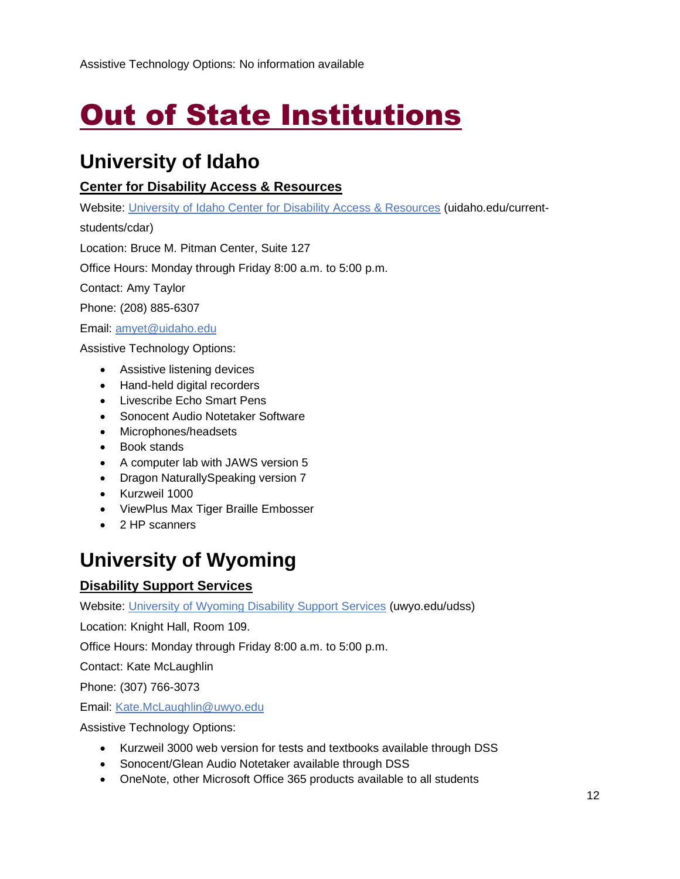Assistive Technology Options: No information available

# Out of State Institutions

## University of Idaho

### Center for Disability Access & Resources

Website: [University of Idaho Center for Disability Access & Resources](uidaho.edu/current-students/cdar) (uidaho.edu/current-students/cdar)

Location: Bruce M. Pitman Center, Suite 127

Office Hours: Monday through Friday 8:00 a.m. to 5:00 p.m.

Contact: Amy Taylor

Phone: (208) 885-6307

Email: amyet@uidaho.edu

Assistive Technology Options:

- Assistive listening devices
- Hand-held digital recorders
- Livescribe Echo Smart Pens
- Sonocent Audio Notetaker Software
- Microphones/headsets
- Book stands
- A computer lab with JAWS version 5
- Dragon NaturallySpeaking version 7
- Kurzweil 1000
- ViewPlus Max Tiger Braille Embosser
- 2 HP scanners

## University of Wyoming

### Disability Support Services

Website: [University of Wyoming Disability Support Services](uwyo.edu/udss) (uwyo.edu/udss)

Location: Knight Hall, Room 109.

Office Hours: Monday through Friday 8:00 a.m. to 5:00 p.m.

Contact: Kate McLaughlin

Phone: (307) 766-3073

Email: Kate.McLaughlin@uwyo.edu

Assistive Technology Options:

- Kurzweil 3000 web version for tests and textbooks available through DSS
- Sonocent/Glean Audio Notetaker available through DSS
- OneNote, other Microsoft Office 365 products available to all students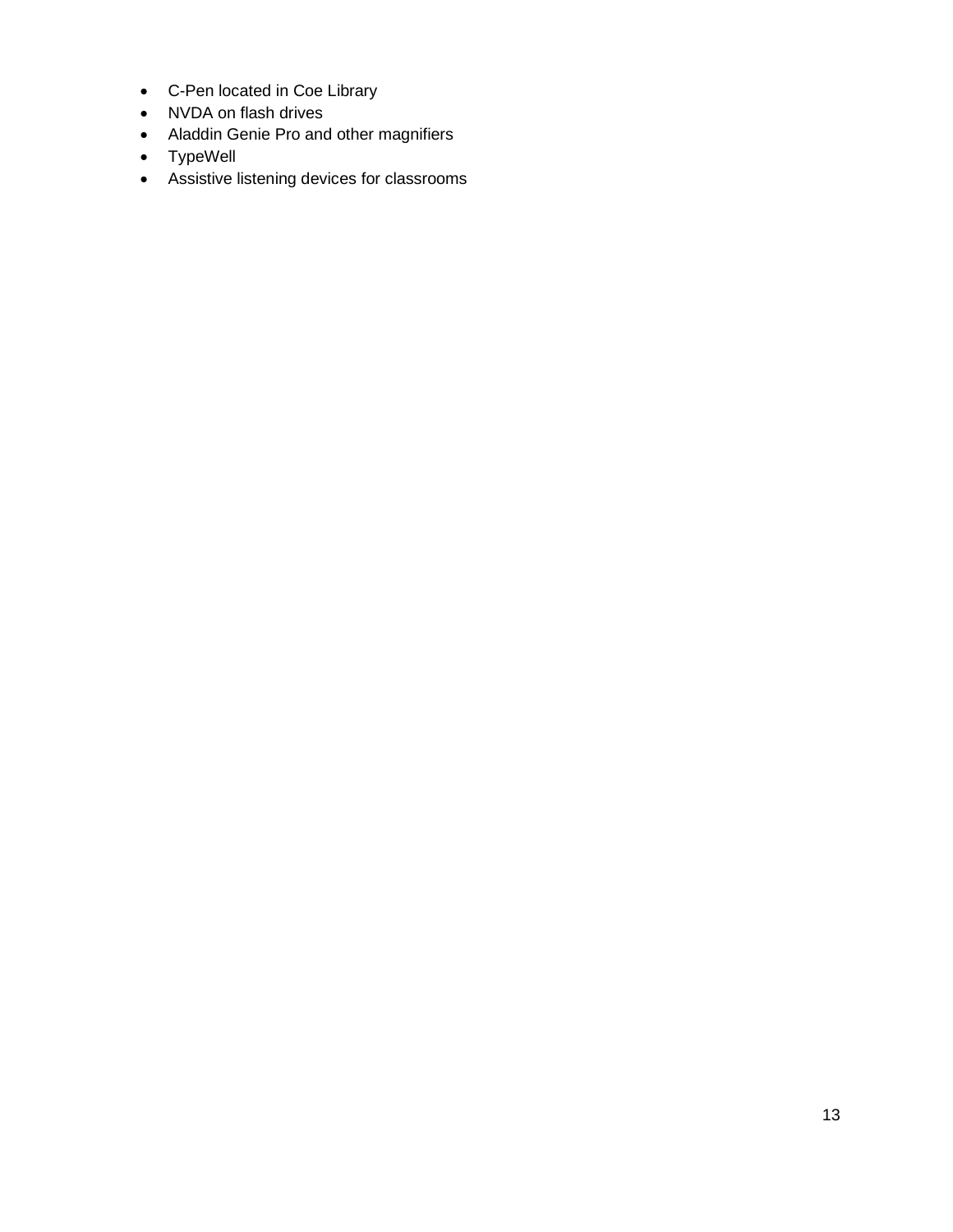- C-Pen located in Coe Library
- NVDA on flash drives
- Aladdin Genie Pro and other magnifiers
- TypeWell
- Assistive listening devices for classrooms